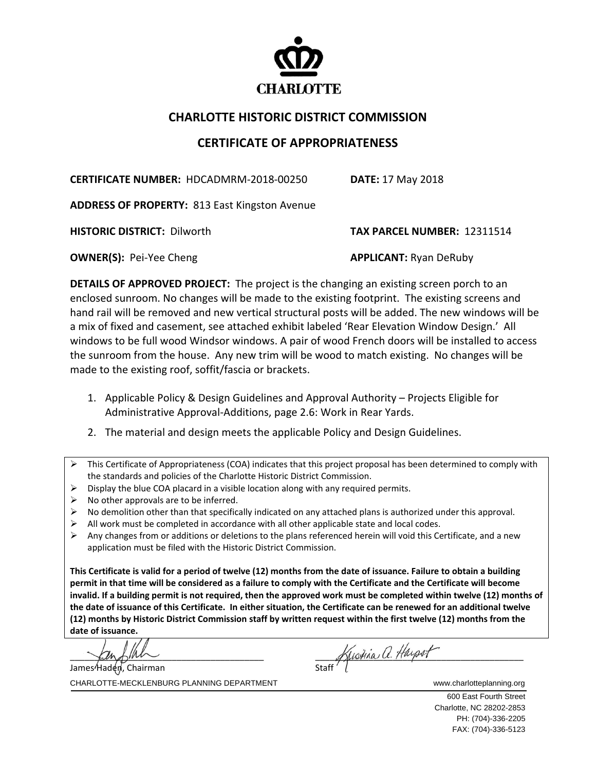CHARLOTTE

# CHARLOTTE HISTORIC DISTRICT COMMISSION

## CERTIFICATE OF APPROPRIATENESS

**CERTIFICATE NUMBER:** HDCADMRM-2018-00250 **DATE:** 17 May 2018

**ADDRESS OF PROPERTY:** 813 East Kingston Avenue

**HISTORIC DISTRICT:** Dilworth **TAX PARCEL NUMBER:** 12311514

**OWNER(S):** Pei-Yee Cheng **APPLICANT:** Ryan DeRuby

**DETAILS OF APPROVED PROJECT:** The project is the changing an existing screen porch to an enclosed sunroom. No changes will be made to the existing footprint. The existing screens and hand rail will be removed and new vertical structural posts will be added. The new windows will be a mix of fixed and casement, see attached exhibit labeled 'Rear Elevation Window Design.' All windows to be full wood Windsor windows. A pair of wood French doors will be installed to access the sunroom from the house. Any new trim will be wood to match existing. No changes will be made to the existing roof, soffit/fascia or brackets.

1. Applicable Policy & Design Guidelines and Approval Authority – Projects Eligible for Administrative Approval-Additions, page 2.6: Work in Rear Yards.
2. The material and design meets the applicable Policy and Design Guidelines.

- This Certificate of Appropriateness (COA) indicates that this project proposal has been determined to comply with the standards and policies of the Charlotte Historic District Commission.
- Display the blue COA placard in a visible location along with any required permits.
- No other approvals are to be inferred.
- No demolition other than that specifically indicated on any attached plans is authorized under this approval.
- All work must be completed in accordance with all other applicable state and local codes.
- Any changes from or additions or deletions to the plans referenced herein will void this Certificate, and a new application must be filed with the Historic District Commission.

**This Certificate is valid for a period of twelve (12) months from the date of issuance. Failure to obtain a building permit in that time will be considered as a failure to comply with the Certificate and the Certificate will become invalid. If a building permit is not required, then the approved work must be completed within twelve (12) months of the date of issuance of this Certificate. In either situation, the Certificate can be renewed for an additional twelve (12) months by Historic District Commission staff by written request within the first twelve (12) months from the date of issuance.**

James Haden, Chairman

Kristina A. Harpst, Staff

CHARLOTTE-MECKLENBURG PLANNING DEPARTMENT www.charlotteplanning.org

600 East Fourth Street
Charlotte, NC 28202-2853
PH: (704)-336-2205
FAX: (704)-336-5123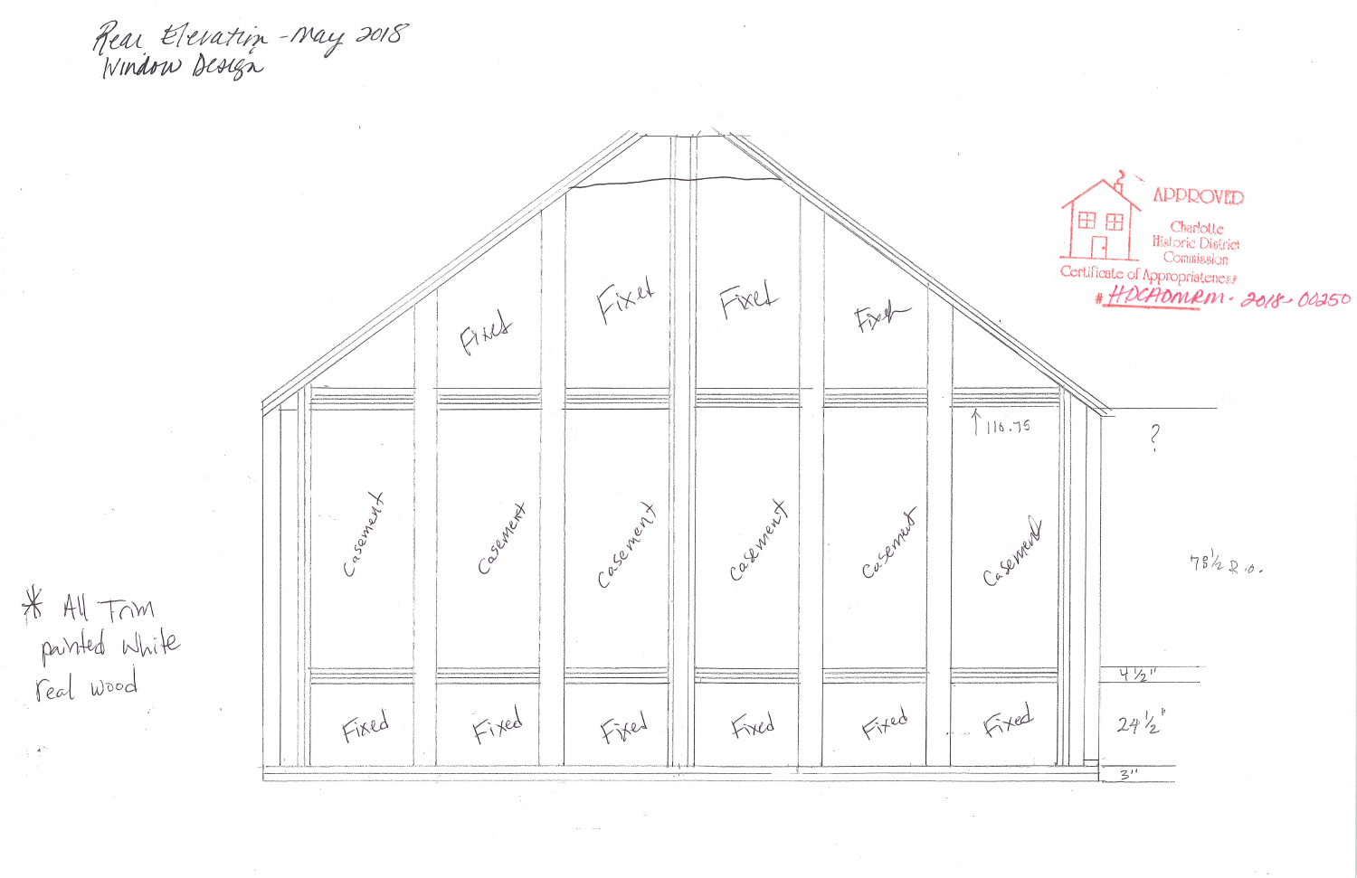Rear Elevation - May 2018
Window Design

Fixed

Fixed

Fixed

Fixed

↑ 116.75

?

Casement

Casement

Casement

Casement

Casement

Casement

78½ R.O.

4½"

Fixed

Fixed

Fixed

Fixed

Fixed

Fixed

24½"

3"

\* All Trim painted White real wood

APPROVED
Charlotte Historic District Commission
Certificate of Appropriateness
#HDCADMRM-2018-00250